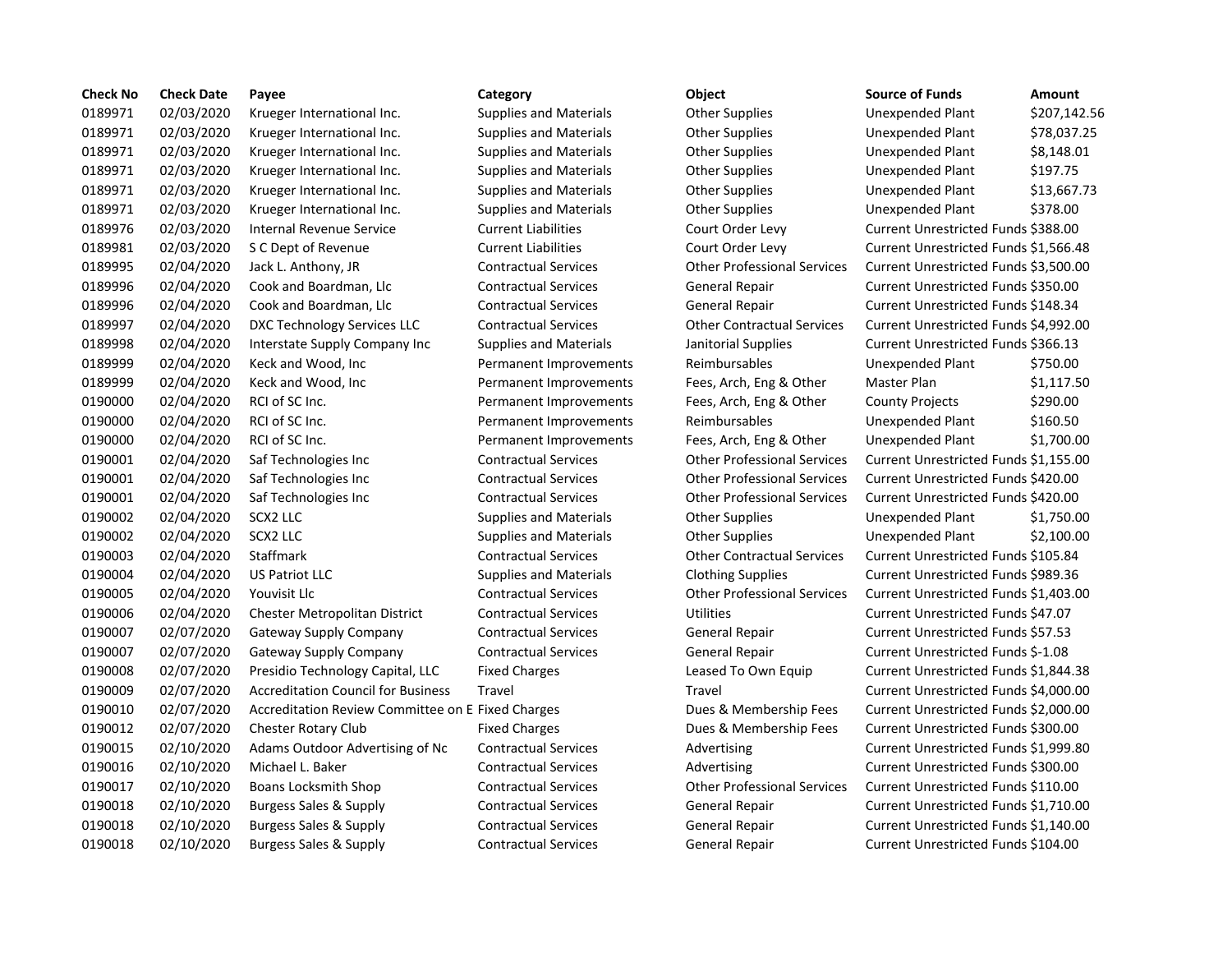| Check No | Check Date | Payee | Category | Object | Source of Funds | Amount |
|---|---|---|---|---|---|---|
| 0189971 | 02/03/2020 | Krueger International Inc. | Supplies and Materials | Other Supplies | Unexpended Plant | $207,142.56 |
| 0189971 | 02/03/2020 | Krueger International Inc. | Supplies and Materials | Other Supplies | Unexpended Plant | $78,037.25 |
| 0189971 | 02/03/2020 | Krueger International Inc. | Supplies and Materials | Other Supplies | Unexpended Plant | $8,148.01 |
| 0189971 | 02/03/2020 | Krueger International Inc. | Supplies and Materials | Other Supplies | Unexpended Plant | $197.75 |
| 0189971 | 02/03/2020 | Krueger International Inc. | Supplies and Materials | Other Supplies | Unexpended Plant | $13,667.73 |
| 0189971 | 02/03/2020 | Krueger International Inc. | Supplies and Materials | Other Supplies | Unexpended Plant | $378.00 |
| 0189976 | 02/03/2020 | Internal Revenue Service | Current Liabilities | Court Order Levy | Current Unrestricted Funds | $388.00 |
| 0189981 | 02/03/2020 | S C Dept of Revenue | Current Liabilities | Court Order Levy | Current Unrestricted Funds | $1,566.48 |
| 0189995 | 02/04/2020 | Jack L. Anthony, JR | Contractual Services | Other Professional Services | Current Unrestricted Funds | $3,500.00 |
| 0189996 | 02/04/2020 | Cook and Boardman, Llc | Contractual Services | General Repair | Current Unrestricted Funds | $350.00 |
| 0189996 | 02/04/2020 | Cook and Boardman, Llc | Contractual Services | General Repair | Current Unrestricted Funds | $148.34 |
| 0189997 | 02/04/2020 | DXC Technology Services LLC | Contractual Services | Other Contractual Services | Current Unrestricted Funds | $4,992.00 |
| 0189998 | 02/04/2020 | Interstate Supply Company Inc | Supplies and Materials | Janitorial Supplies | Current Unrestricted Funds | $366.13 |
| 0189999 | 02/04/2020 | Keck and Wood, Inc | Permanent Improvements | Reimbursables | Unexpended Plant | $750.00 |
| 0189999 | 02/04/2020 | Keck and Wood, Inc | Permanent Improvements | Fees, Arch, Eng & Other | Master Plan | $1,117.50 |
| 0190000 | 02/04/2020 | RCI of SC Inc. | Permanent Improvements | Fees, Arch, Eng & Other | County Projects | $290.00 |
| 0190000 | 02/04/2020 | RCI of SC Inc. | Permanent Improvements | Reimbursables | Unexpended Plant | $160.50 |
| 0190000 | 02/04/2020 | RCI of SC Inc. | Permanent Improvements | Fees, Arch, Eng & Other | Unexpended Plant | $1,700.00 |
| 0190001 | 02/04/2020 | Saf Technologies Inc | Contractual Services | Other Professional Services | Current Unrestricted Funds | $1,155.00 |
| 0190001 | 02/04/2020 | Saf Technologies Inc | Contractual Services | Other Professional Services | Current Unrestricted Funds | $420.00 |
| 0190001 | 02/04/2020 | Saf Technologies Inc | Contractual Services | Other Professional Services | Current Unrestricted Funds | $420.00 |
| 0190002 | 02/04/2020 | SCX2 LLC | Supplies and Materials | Other Supplies | Unexpended Plant | $1,750.00 |
| 0190002 | 02/04/2020 | SCX2 LLC | Supplies and Materials | Other Supplies | Unexpended Plant | $2,100.00 |
| 0190003 | 02/04/2020 | Staffmark | Contractual Services | Other Contractual Services | Current Unrestricted Funds | $105.84 |
| 0190004 | 02/04/2020 | US Patriot LLC | Supplies and Materials | Clothing Supplies | Current Unrestricted Funds | $989.36 |
| 0190005 | 02/04/2020 | Youvisit Llc | Contractual Services | Other Professional Services | Current Unrestricted Funds | $1,403.00 |
| 0190006 | 02/04/2020 | Chester Metropolitan District | Contractual Services | Utilities | Current Unrestricted Funds | $47.07 |
| 0190007 | 02/07/2020 | Gateway Supply Company | Contractual Services | General Repair | Current Unrestricted Funds | $57.53 |
| 0190007 | 02/07/2020 | Gateway Supply Company | Contractual Services | General Repair | Current Unrestricted Funds | $-1.08 |
| 0190008 | 02/07/2020 | Presidio Technology Capital, LLC | Fixed Charges | Leased To Own Equip | Current Unrestricted Funds | $1,844.38 |
| 0190009 | 02/07/2020 | Accreditation Council for Business | Travel | Travel | Current Unrestricted Funds | $4,000.00 |
| 0190010 | 02/07/2020 | Accreditation Review Committee on E | Fixed Charges | Dues & Membership Fees | Current Unrestricted Funds | $2,000.00 |
| 0190012 | 02/07/2020 | Chester Rotary Club | Fixed Charges | Dues & Membership Fees | Current Unrestricted Funds | $300.00 |
| 0190015 | 02/10/2020 | Adams Outdoor Advertising of Nc | Contractual Services | Advertising | Current Unrestricted Funds | $1,999.80 |
| 0190016 | 02/10/2020 | Michael L. Baker | Contractual Services | Advertising | Current Unrestricted Funds | $300.00 |
| 0190017 | 02/10/2020 | Boans Locksmith Shop | Contractual Services | Other Professional Services | Current Unrestricted Funds | $110.00 |
| 0190018 | 02/10/2020 | Burgess Sales & Supply | Contractual Services | General Repair | Current Unrestricted Funds | $1,710.00 |
| 0190018 | 02/10/2020 | Burgess Sales & Supply | Contractual Services | General Repair | Current Unrestricted Funds | $1,140.00 |
| 0190018 | 02/10/2020 | Burgess Sales & Supply | Contractual Services | General Repair | Current Unrestricted Funds | $104.00 |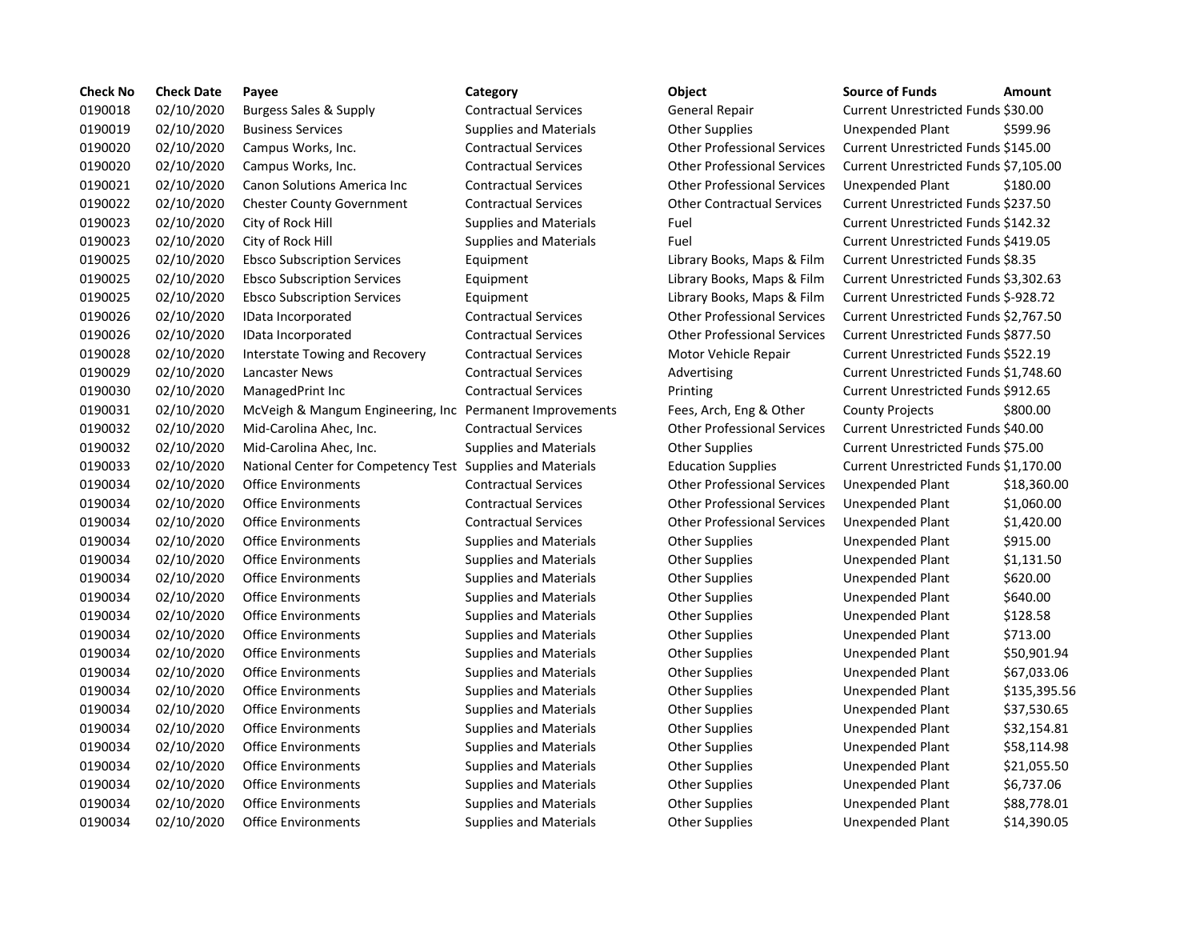| Check No | Check Date | Payee | Category | Object | Source of Funds | Amount |
| --- | --- | --- | --- | --- | --- | --- |
| 0190018 | 02/10/2020 | Burgess Sales & Supply | Contractual Services | General Repair | Current Unrestricted Funds | $30.00 |
| 0190019 | 02/10/2020 | Business Services | Supplies and Materials | Other Supplies | Unexpended Plant | $599.96 |
| 0190020 | 02/10/2020 | Campus Works, Inc. | Contractual Services | Other Professional Services | Current Unrestricted Funds | $145.00 |
| 0190020 | 02/10/2020 | Campus Works, Inc. | Contractual Services | Other Professional Services | Current Unrestricted Funds | $7,105.00 |
| 0190021 | 02/10/2020 | Canon Solutions America Inc | Contractual Services | Other Professional Services | Unexpended Plant | $180.00 |
| 0190022 | 02/10/2020 | Chester County Government | Contractual Services | Other Contractual Services | Current Unrestricted Funds | $237.50 |
| 0190023 | 02/10/2020 | City of Rock Hill | Supplies and Materials | Fuel | Current Unrestricted Funds | $142.32 |
| 0190023 | 02/10/2020 | City of Rock Hill | Supplies and Materials | Fuel | Current Unrestricted Funds | $419.05 |
| 0190025 | 02/10/2020 | Ebsco Subscription Services | Equipment | Library Books, Maps & Film | Current Unrestricted Funds | $8.35 |
| 0190025 | 02/10/2020 | Ebsco Subscription Services | Equipment | Library Books, Maps & Film | Current Unrestricted Funds | $3,302.63 |
| 0190025 | 02/10/2020 | Ebsco Subscription Services | Equipment | Library Books, Maps & Film | Current Unrestricted Funds | $-928.72 |
| 0190026 | 02/10/2020 | IData Incorporated | Contractual Services | Other Professional Services | Current Unrestricted Funds | $2,767.50 |
| 0190026 | 02/10/2020 | IData Incorporated | Contractual Services | Other Professional Services | Current Unrestricted Funds | $877.50 |
| 0190028 | 02/10/2020 | Interstate Towing and Recovery | Contractual Services | Motor Vehicle Repair | Current Unrestricted Funds | $522.19 |
| 0190029 | 02/10/2020 | Lancaster News | Contractual Services | Advertising | Current Unrestricted Funds | $1,748.60 |
| 0190030 | 02/10/2020 | ManagedPrint Inc | Contractual Services | Printing | Current Unrestricted Funds | $912.65 |
| 0190031 | 02/10/2020 | McVeigh & Mangum Engineering, Inc | Permanent Improvements | Fees, Arch, Eng & Other | County Projects | $800.00 |
| 0190032 | 02/10/2020 | Mid-Carolina Ahec, Inc. | Contractual Services | Other Professional Services | Current Unrestricted Funds | $40.00 |
| 0190032 | 02/10/2020 | Mid-Carolina Ahec, Inc. | Supplies and Materials | Other Supplies | Current Unrestricted Funds | $75.00 |
| 0190033 | 02/10/2020 | National Center for Competency Test | Supplies and Materials | Education Supplies | Current Unrestricted Funds | $1,170.00 |
| 0190034 | 02/10/2020 | Office Environments | Contractual Services | Other Professional Services | Unexpended Plant | $18,360.00 |
| 0190034 | 02/10/2020 | Office Environments | Contractual Services | Other Professional Services | Unexpended Plant | $1,060.00 |
| 0190034 | 02/10/2020 | Office Environments | Contractual Services | Other Professional Services | Unexpended Plant | $1,420.00 |
| 0190034 | 02/10/2020 | Office Environments | Supplies and Materials | Other Supplies | Unexpended Plant | $915.00 |
| 0190034 | 02/10/2020 | Office Environments | Supplies and Materials | Other Supplies | Unexpended Plant | $1,131.50 |
| 0190034 | 02/10/2020 | Office Environments | Supplies and Materials | Other Supplies | Unexpended Plant | $620.00 |
| 0190034 | 02/10/2020 | Office Environments | Supplies and Materials | Other Supplies | Unexpended Plant | $640.00 |
| 0190034 | 02/10/2020 | Office Environments | Supplies and Materials | Other Supplies | Unexpended Plant | $128.58 |
| 0190034 | 02/10/2020 | Office Environments | Supplies and Materials | Other Supplies | Unexpended Plant | $713.00 |
| 0190034 | 02/10/2020 | Office Environments | Supplies and Materials | Other Supplies | Unexpended Plant | $50,901.94 |
| 0190034 | 02/10/2020 | Office Environments | Supplies and Materials | Other Supplies | Unexpended Plant | $67,033.06 |
| 0190034 | 02/10/2020 | Office Environments | Supplies and Materials | Other Supplies | Unexpended Plant | $135,395.56 |
| 0190034 | 02/10/2020 | Office Environments | Supplies and Materials | Other Supplies | Unexpended Plant | $37,530.65 |
| 0190034 | 02/10/2020 | Office Environments | Supplies and Materials | Other Supplies | Unexpended Plant | $32,154.81 |
| 0190034 | 02/10/2020 | Office Environments | Supplies and Materials | Other Supplies | Unexpended Plant | $58,114.98 |
| 0190034 | 02/10/2020 | Office Environments | Supplies and Materials | Other Supplies | Unexpended Plant | $21,055.50 |
| 0190034 | 02/10/2020 | Office Environments | Supplies and Materials | Other Supplies | Unexpended Plant | $6,737.06 |
| 0190034 | 02/10/2020 | Office Environments | Supplies and Materials | Other Supplies | Unexpended Plant | $88,778.01 |
| 0190034 | 02/10/2020 | Office Environments | Supplies and Materials | Other Supplies | Unexpended Plant | $14,390.05 |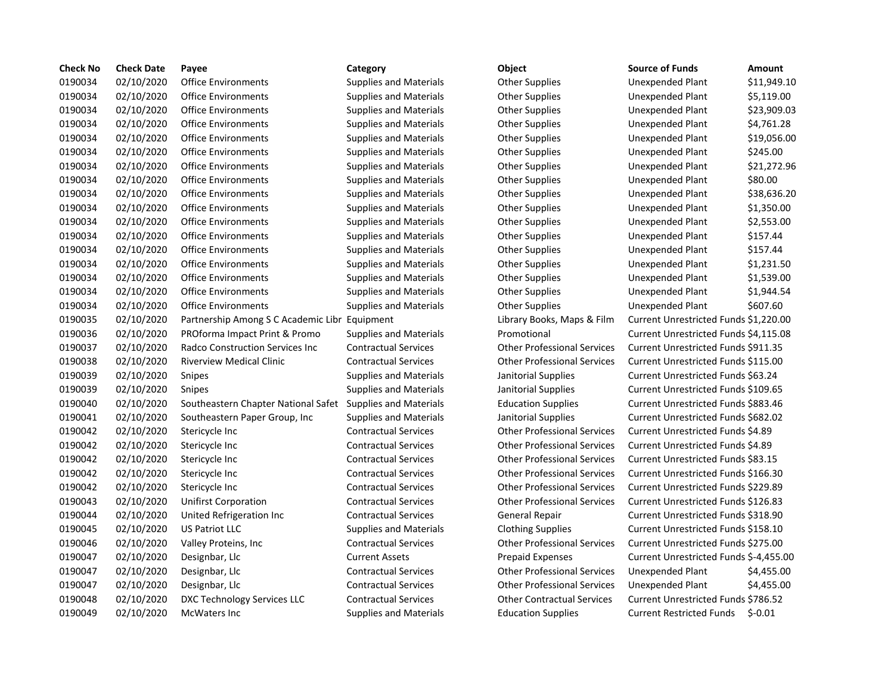| Check No | Check Date | Payee | Category | Object | Source of Funds | Amount |
|---|---|---|---|---|---|---|
| 0190034 | 02/10/2020 | Office Environments | Supplies and Materials | Other Supplies | Unexpended Plant | $11,949.10 |
| 0190034 | 02/10/2020 | Office Environments | Supplies and Materials | Other Supplies | Unexpended Plant | $5,119.00 |
| 0190034 | 02/10/2020 | Office Environments | Supplies and Materials | Other Supplies | Unexpended Plant | $23,909.03 |
| 0190034 | 02/10/2020 | Office Environments | Supplies and Materials | Other Supplies | Unexpended Plant | $4,761.28 |
| 0190034 | 02/10/2020 | Office Environments | Supplies and Materials | Other Supplies | Unexpended Plant | $19,056.00 |
| 0190034 | 02/10/2020 | Office Environments | Supplies and Materials | Other Supplies | Unexpended Plant | $245.00 |
| 0190034 | 02/10/2020 | Office Environments | Supplies and Materials | Other Supplies | Unexpended Plant | $21,272.96 |
| 0190034 | 02/10/2020 | Office Environments | Supplies and Materials | Other Supplies | Unexpended Plant | $80.00 |
| 0190034 | 02/10/2020 | Office Environments | Supplies and Materials | Other Supplies | Unexpended Plant | $38,636.20 |
| 0190034 | 02/10/2020 | Office Environments | Supplies and Materials | Other Supplies | Unexpended Plant | $1,350.00 |
| 0190034 | 02/10/2020 | Office Environments | Supplies and Materials | Other Supplies | Unexpended Plant | $2,553.00 |
| 0190034 | 02/10/2020 | Office Environments | Supplies and Materials | Other Supplies | Unexpended Plant | $157.44 |
| 0190034 | 02/10/2020 | Office Environments | Supplies and Materials | Other Supplies | Unexpended Plant | $157.44 |
| 0190034 | 02/10/2020 | Office Environments | Supplies and Materials | Other Supplies | Unexpended Plant | $1,231.50 |
| 0190034 | 02/10/2020 | Office Environments | Supplies and Materials | Other Supplies | Unexpended Plant | $1,539.00 |
| 0190034 | 02/10/2020 | Office Environments | Supplies and Materials | Other Supplies | Unexpended Plant | $1,944.54 |
| 0190034 | 02/10/2020 | Office Environments | Supplies and Materials | Other Supplies | Unexpended Plant | $607.60 |
| 0190035 | 02/10/2020 | Partnership Among S C Academic Libr | Equipment | Library Books, Maps & Film | Current Unrestricted Funds | $1,220.00 |
| 0190036 | 02/10/2020 | PROforma Impact Print & Promo | Supplies and Materials | Promotional | Current Unrestricted Funds | $4,115.08 |
| 0190037 | 02/10/2020 | Radco Construction Services Inc | Contractual Services | Other Professional Services | Current Unrestricted Funds | $911.35 |
| 0190038 | 02/10/2020 | Riverview Medical Clinic | Contractual Services | Other Professional Services | Current Unrestricted Funds | $115.00 |
| 0190039 | 02/10/2020 | Snipes | Supplies and Materials | Janitorial Supplies | Current Unrestricted Funds | $63.24 |
| 0190039 | 02/10/2020 | Snipes | Supplies and Materials | Janitorial Supplies | Current Unrestricted Funds | $109.65 |
| 0190040 | 02/10/2020 | Southeastern Chapter National Safet | Supplies and Materials | Education Supplies | Current Unrestricted Funds | $883.46 |
| 0190041 | 02/10/2020 | Southeastern Paper Group, Inc | Supplies and Materials | Janitorial Supplies | Current Unrestricted Funds | $682.02 |
| 0190042 | 02/10/2020 | Stericycle Inc | Contractual Services | Other Professional Services | Current Unrestricted Funds | $4.89 |
| 0190042 | 02/10/2020 | Stericycle Inc | Contractual Services | Other Professional Services | Current Unrestricted Funds | $4.89 |
| 0190042 | 02/10/2020 | Stericycle Inc | Contractual Services | Other Professional Services | Current Unrestricted Funds | $83.15 |
| 0190042 | 02/10/2020 | Stericycle Inc | Contractual Services | Other Professional Services | Current Unrestricted Funds | $166.30 |
| 0190042 | 02/10/2020 | Stericycle Inc | Contractual Services | Other Professional Services | Current Unrestricted Funds | $229.89 |
| 0190043 | 02/10/2020 | Unifirst Corporation | Contractual Services | Other Professional Services | Current Unrestricted Funds | $126.83 |
| 0190044 | 02/10/2020 | United Refrigeration Inc | Contractual Services | General Repair | Current Unrestricted Funds | $318.90 |
| 0190045 | 02/10/2020 | US Patriot LLC | Supplies and Materials | Clothing Supplies | Current Unrestricted Funds | $158.10 |
| 0190046 | 02/10/2020 | Valley Proteins, Inc | Contractual Services | Other Professional Services | Current Unrestricted Funds | $275.00 |
| 0190047 | 02/10/2020 | Designbar, Llc | Current Assets | Prepaid Expenses | Current Unrestricted Funds | $-4,455.00 |
| 0190047 | 02/10/2020 | Designbar, Llc | Contractual Services | Other Professional Services | Unexpended Plant | $4,455.00 |
| 0190047 | 02/10/2020 | Designbar, Llc | Contractual Services | Other Professional Services | Unexpended Plant | $4,455.00 |
| 0190048 | 02/10/2020 | DXC Technology Services LLC | Contractual Services | Other Contractual Services | Current Unrestricted Funds | $786.52 |
| 0190049 | 02/10/2020 | McWaters Inc | Supplies and Materials | Education Supplies | Current Restricted Funds | $-0.01 |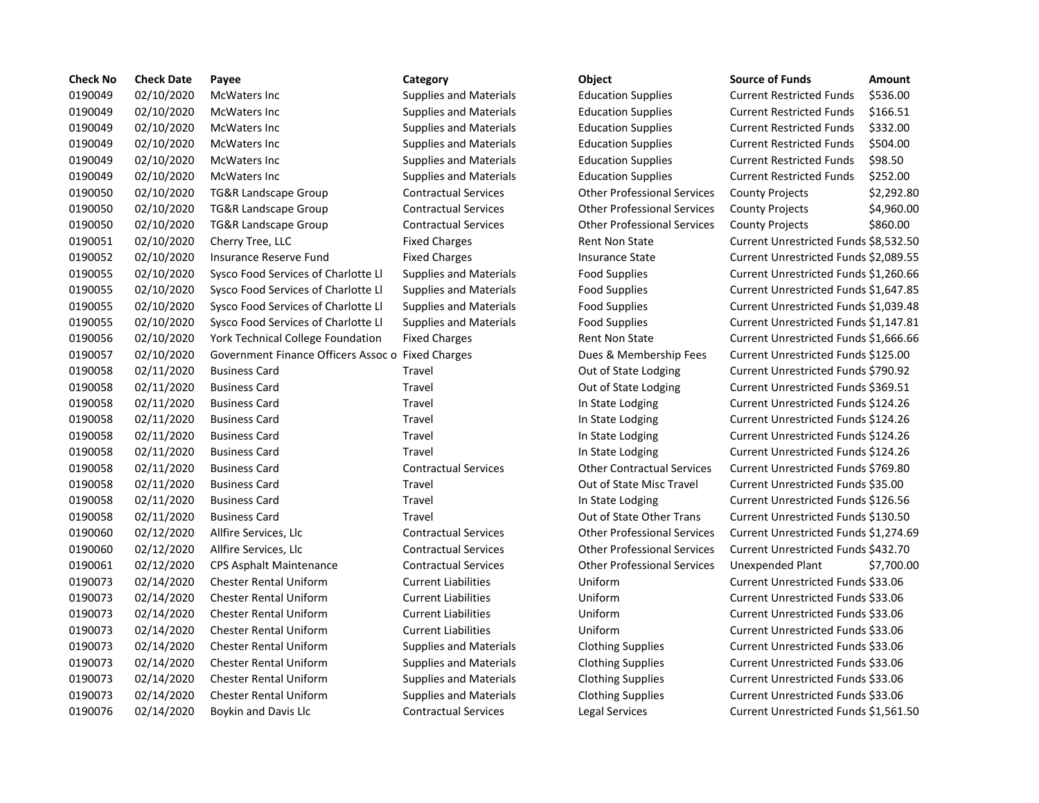| Check No | Check Date | Payee | Category | Object | Source of Funds | Amount |
|---|---|---|---|---|---|---|
| 0190049 | 02/10/2020 | McWaters Inc | Supplies and Materials | Education Supplies | Current Restricted Funds | $536.00 |
| 0190049 | 02/10/2020 | McWaters Inc | Supplies and Materials | Education Supplies | Current Restricted Funds | $166.51 |
| 0190049 | 02/10/2020 | McWaters Inc | Supplies and Materials | Education Supplies | Current Restricted Funds | $332.00 |
| 0190049 | 02/10/2020 | McWaters Inc | Supplies and Materials | Education Supplies | Current Restricted Funds | $504.00 |
| 0190049 | 02/10/2020 | McWaters Inc | Supplies and Materials | Education Supplies | Current Restricted Funds | $98.50 |
| 0190049 | 02/10/2020 | McWaters Inc | Supplies and Materials | Education Supplies | Current Restricted Funds | $252.00 |
| 0190050 | 02/10/2020 | TG&R Landscape Group | Contractual Services | Other Professional Services | County Projects | $2,292.80 |
| 0190050 | 02/10/2020 | TG&R Landscape Group | Contractual Services | Other Professional Services | County Projects | $4,960.00 |
| 0190050 | 02/10/2020 | TG&R Landscape Group | Contractual Services | Other Professional Services | County Projects | $860.00 |
| 0190051 | 02/10/2020 | Cherry Tree, LLC | Fixed Charges | Rent Non State | Current Unrestricted Funds | $8,532.50 |
| 0190052 | 02/10/2020 | Insurance Reserve Fund | Fixed Charges | Insurance State | Current Unrestricted Funds | $2,089.55 |
| 0190055 | 02/10/2020 | Sysco Food Services of Charlotte Ll | Supplies and Materials | Food Supplies | Current Unrestricted Funds | $1,260.66 |
| 0190055 | 02/10/2020 | Sysco Food Services of Charlotte Ll | Supplies and Materials | Food Supplies | Current Unrestricted Funds | $1,647.85 |
| 0190055 | 02/10/2020 | Sysco Food Services of Charlotte Ll | Supplies and Materials | Food Supplies | Current Unrestricted Funds | $1,039.48 |
| 0190055 | 02/10/2020 | Sysco Food Services of Charlotte Ll | Supplies and Materials | Food Supplies | Current Unrestricted Funds | $1,147.81 |
| 0190056 | 02/10/2020 | York Technical College Foundation | Fixed Charges | Rent Non State | Current Unrestricted Funds | $1,666.66 |
| 0190057 | 02/10/2020 | Government Finance Officers Assoc o | Fixed Charges | Dues & Membership Fees | Current Unrestricted Funds | $125.00 |
| 0190058 | 02/11/2020 | Business Card | Travel | Out of State Lodging | Current Unrestricted Funds | $790.92 |
| 0190058 | 02/11/2020 | Business Card | Travel | Out of State Lodging | Current Unrestricted Funds | $369.51 |
| 0190058 | 02/11/2020 | Business Card | Travel | In State Lodging | Current Unrestricted Funds | $124.26 |
| 0190058 | 02/11/2020 | Business Card | Travel | In State Lodging | Current Unrestricted Funds | $124.26 |
| 0190058 | 02/11/2020 | Business Card | Travel | In State Lodging | Current Unrestricted Funds | $124.26 |
| 0190058 | 02/11/2020 | Business Card | Travel | In State Lodging | Current Unrestricted Funds | $124.26 |
| 0190058 | 02/11/2020 | Business Card | Contractual Services | Other Contractual Services | Current Unrestricted Funds | $769.80 |
| 0190058 | 02/11/2020 | Business Card | Travel | Out of State Misc Travel | Current Unrestricted Funds | $35.00 |
| 0190058 | 02/11/2020 | Business Card | Travel | In State Lodging | Current Unrestricted Funds | $126.56 |
| 0190058 | 02/11/2020 | Business Card | Travel | Out of State Other Trans | Current Unrestricted Funds | $130.50 |
| 0190060 | 02/12/2020 | Allfire Services, Llc | Contractual Services | Other Professional Services | Current Unrestricted Funds | $1,274.69 |
| 0190060 | 02/12/2020 | Allfire Services, Llc | Contractual Services | Other Professional Services | Current Unrestricted Funds | $432.70 |
| 0190061 | 02/12/2020 | CPS Asphalt Maintenance | Contractual Services | Other Professional Services | Unexpended Plant | $7,700.00 |
| 0190073 | 02/14/2020 | Chester Rental Uniform | Current Liabilities | Uniform | Current Unrestricted Funds | $33.06 |
| 0190073 | 02/14/2020 | Chester Rental Uniform | Current Liabilities | Uniform | Current Unrestricted Funds | $33.06 |
| 0190073 | 02/14/2020 | Chester Rental Uniform | Current Liabilities | Uniform | Current Unrestricted Funds | $33.06 |
| 0190073 | 02/14/2020 | Chester Rental Uniform | Current Liabilities | Uniform | Current Unrestricted Funds | $33.06 |
| 0190073 | 02/14/2020 | Chester Rental Uniform | Supplies and Materials | Clothing Supplies | Current Unrestricted Funds | $33.06 |
| 0190073 | 02/14/2020 | Chester Rental Uniform | Supplies and Materials | Clothing Supplies | Current Unrestricted Funds | $33.06 |
| 0190073 | 02/14/2020 | Chester Rental Uniform | Supplies and Materials | Clothing Supplies | Current Unrestricted Funds | $33.06 |
| 0190073 | 02/14/2020 | Chester Rental Uniform | Supplies and Materials | Clothing Supplies | Current Unrestricted Funds | $33.06 |
| 0190076 | 02/14/2020 | Boykin and Davis Llc | Contractual Services | Legal Services | Current Unrestricted Funds | $1,561.50 |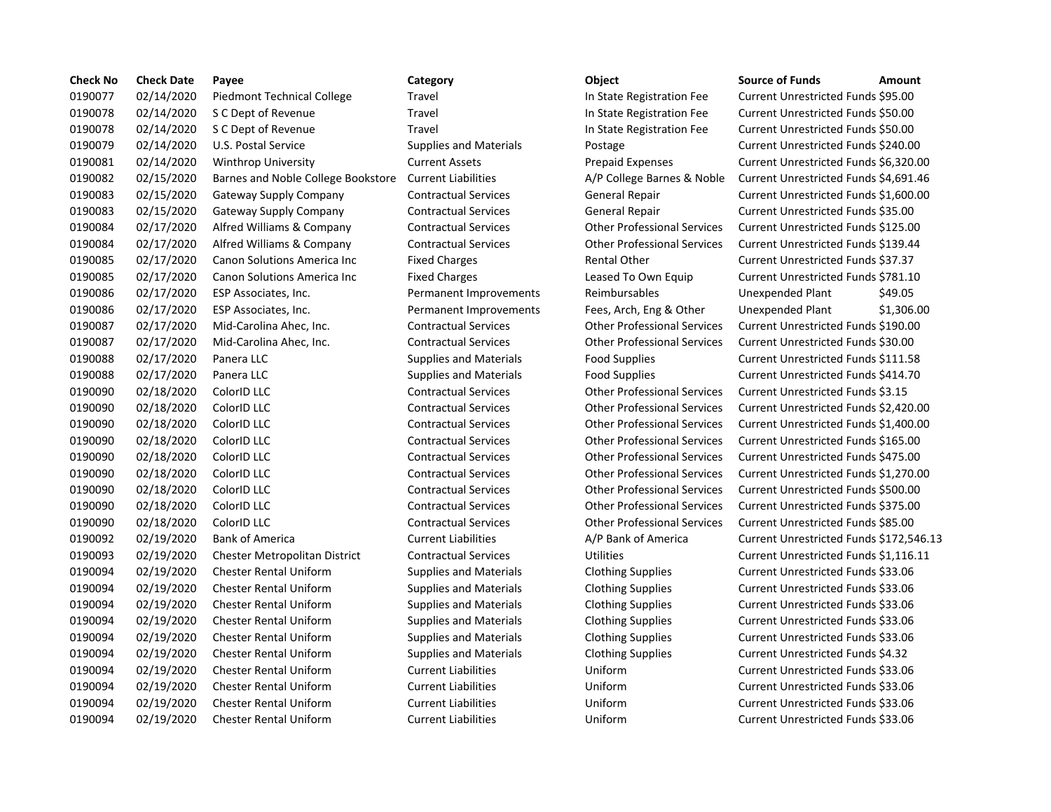| Check No | Check Date | Payee | Category | Object | Source of Funds | Amount |
|---|---|---|---|---|---|---|
| 0190077 | 02/14/2020 | Piedmont Technical College | Travel | In State Registration Fee | Current Unrestricted Funds | $95.00 |
| 0190078 | 02/14/2020 | S C Dept of Revenue | Travel | In State Registration Fee | Current Unrestricted Funds | $50.00 |
| 0190078 | 02/14/2020 | S C Dept of Revenue | Travel | In State Registration Fee | Current Unrestricted Funds | $50.00 |
| 0190079 | 02/14/2020 | U.S. Postal Service | Supplies and Materials | Postage | Current Unrestricted Funds | $240.00 |
| 0190081 | 02/14/2020 | Winthrop University | Current Assets | Prepaid Expenses | Current Unrestricted Funds | $6,320.00 |
| 0190082 | 02/15/2020 | Barnes and Noble College Bookstore | Current Liabilities | A/P College Barnes & Noble | Current Unrestricted Funds | $4,691.46 |
| 0190083 | 02/15/2020 | Gateway Supply Company | Contractual Services | General Repair | Current Unrestricted Funds | $1,600.00 |
| 0190083 | 02/15/2020 | Gateway Supply Company | Contractual Services | General Repair | Current Unrestricted Funds | $35.00 |
| 0190084 | 02/17/2020 | Alfred Williams & Company | Contractual Services | Other Professional Services | Current Unrestricted Funds | $125.00 |
| 0190084 | 02/17/2020 | Alfred Williams & Company | Contractual Services | Other Professional Services | Current Unrestricted Funds | $139.44 |
| 0190085 | 02/17/2020 | Canon Solutions America Inc | Fixed Charges | Rental Other | Current Unrestricted Funds | $37.37 |
| 0190085 | 02/17/2020 | Canon Solutions America Inc | Fixed Charges | Leased To Own Equip | Current Unrestricted Funds | $781.10 |
| 0190086 | 02/17/2020 | ESP Associates, Inc. | Permanent Improvements | Reimbursables | Unexpended Plant | $49.05 |
| 0190086 | 02/17/2020 | ESP Associates, Inc. | Permanent Improvements | Fees, Arch, Eng & Other | Unexpended Plant | $1,306.00 |
| 0190087 | 02/17/2020 | Mid-Carolina Ahec, Inc. | Contractual Services | Other Professional Services | Current Unrestricted Funds | $190.00 |
| 0190087 | 02/17/2020 | Mid-Carolina Ahec, Inc. | Contractual Services | Other Professional Services | Current Unrestricted Funds | $30.00 |
| 0190088 | 02/17/2020 | Panera LLC | Supplies and Materials | Food Supplies | Current Unrestricted Funds | $111.58 |
| 0190088 | 02/17/2020 | Panera LLC | Supplies and Materials | Food Supplies | Current Unrestricted Funds | $414.70 |
| 0190090 | 02/18/2020 | ColorID LLC | Contractual Services | Other Professional Services | Current Unrestricted Funds | $3.15 |
| 0190090 | 02/18/2020 | ColorID LLC | Contractual Services | Other Professional Services | Current Unrestricted Funds | $2,420.00 |
| 0190090 | 02/18/2020 | ColorID LLC | Contractual Services | Other Professional Services | Current Unrestricted Funds | $1,400.00 |
| 0190090 | 02/18/2020 | ColorID LLC | Contractual Services | Other Professional Services | Current Unrestricted Funds | $165.00 |
| 0190090 | 02/18/2020 | ColorID LLC | Contractual Services | Other Professional Services | Current Unrestricted Funds | $475.00 |
| 0190090 | 02/18/2020 | ColorID LLC | Contractual Services | Other Professional Services | Current Unrestricted Funds | $1,270.00 |
| 0190090 | 02/18/2020 | ColorID LLC | Contractual Services | Other Professional Services | Current Unrestricted Funds | $500.00 |
| 0190090 | 02/18/2020 | ColorID LLC | Contractual Services | Other Professional Services | Current Unrestricted Funds | $375.00 |
| 0190090 | 02/18/2020 | ColorID LLC | Contractual Services | Other Professional Services | Current Unrestricted Funds | $85.00 |
| 0190092 | 02/19/2020 | Bank of America | Current Liabilities | A/P Bank of America | Current Unrestricted Funds | $172,546.13 |
| 0190093 | 02/19/2020 | Chester Metropolitan District | Contractual Services | Utilities | Current Unrestricted Funds | $1,116.11 |
| 0190094 | 02/19/2020 | Chester Rental Uniform | Supplies and Materials | Clothing Supplies | Current Unrestricted Funds | $33.06 |
| 0190094 | 02/19/2020 | Chester Rental Uniform | Supplies and Materials | Clothing Supplies | Current Unrestricted Funds | $33.06 |
| 0190094 | 02/19/2020 | Chester Rental Uniform | Supplies and Materials | Clothing Supplies | Current Unrestricted Funds | $33.06 |
| 0190094 | 02/19/2020 | Chester Rental Uniform | Supplies and Materials | Clothing Supplies | Current Unrestricted Funds | $33.06 |
| 0190094 | 02/19/2020 | Chester Rental Uniform | Supplies and Materials | Clothing Supplies | Current Unrestricted Funds | $33.06 |
| 0190094 | 02/19/2020 | Chester Rental Uniform | Supplies and Materials | Clothing Supplies | Current Unrestricted Funds | $4.32 |
| 0190094 | 02/19/2020 | Chester Rental Uniform | Current Liabilities | Uniform | Current Unrestricted Funds | $33.06 |
| 0190094 | 02/19/2020 | Chester Rental Uniform | Current Liabilities | Uniform | Current Unrestricted Funds | $33.06 |
| 0190094 | 02/19/2020 | Chester Rental Uniform | Current Liabilities | Uniform | Current Unrestricted Funds | $33.06 |
| 0190094 | 02/19/2020 | Chester Rental Uniform | Current Liabilities | Uniform | Current Unrestricted Funds | $33.06 |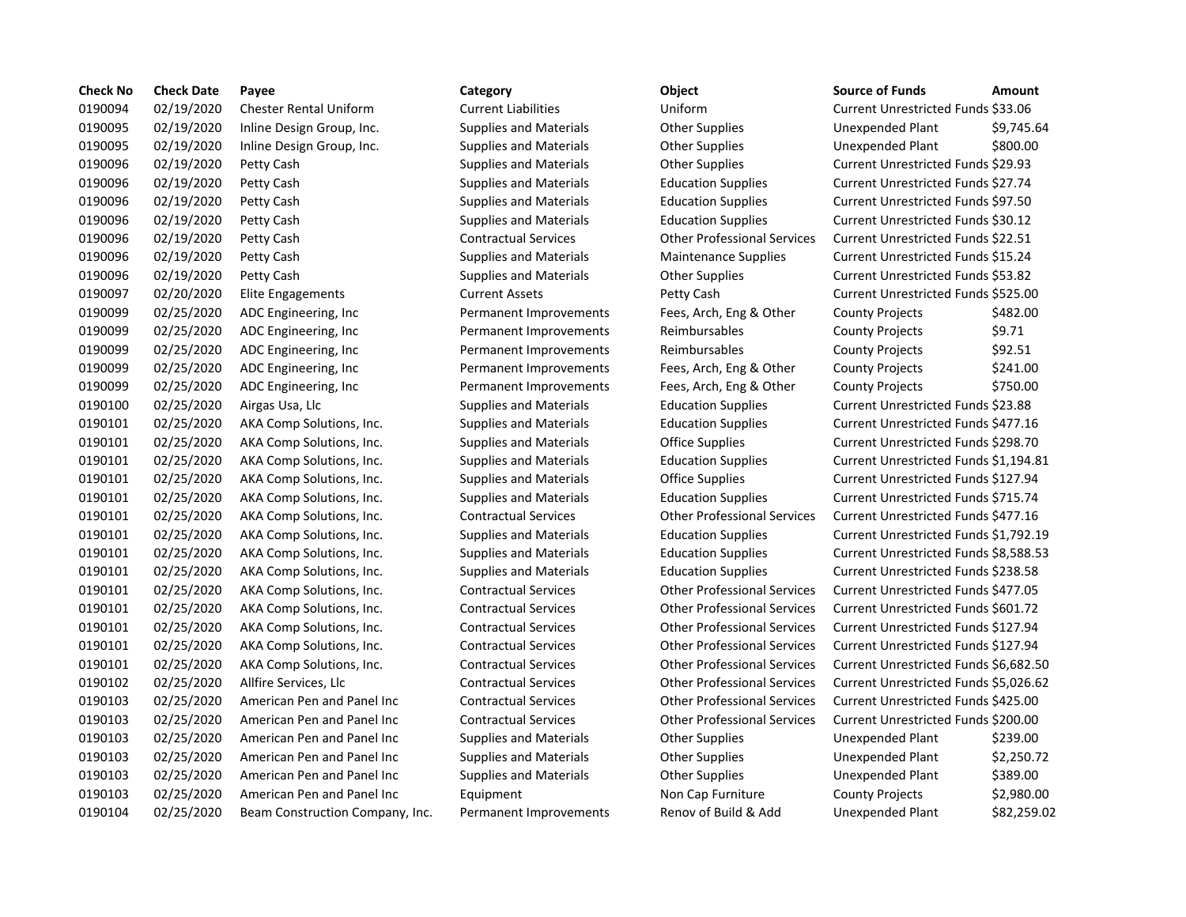| Check No | Check Date | Payee | Category | Object | Source of Funds | Amount |
|---|---|---|---|---|---|---|
| 0190094 | 02/19/2020 | Chester Rental Uniform | Current Liabilities | Uniform | Current Unrestricted Funds | $33.06 |
| 0190095 | 02/19/2020 | Inline Design Group, Inc. | Supplies and Materials | Other Supplies | Unexpended Plant | $9,745.64 |
| 0190095 | 02/19/2020 | Inline Design Group, Inc. | Supplies and Materials | Other Supplies | Unexpended Plant | $800.00 |
| 0190096 | 02/19/2020 | Petty Cash | Supplies and Materials | Other Supplies | Current Unrestricted Funds | $29.93 |
| 0190096 | 02/19/2020 | Petty Cash | Supplies and Materials | Education Supplies | Current Unrestricted Funds | $27.74 |
| 0190096 | 02/19/2020 | Petty Cash | Supplies and Materials | Education Supplies | Current Unrestricted Funds | $97.50 |
| 0190096 | 02/19/2020 | Petty Cash | Supplies and Materials | Education Supplies | Current Unrestricted Funds | $30.12 |
| 0190096 | 02/19/2020 | Petty Cash | Contractual Services | Other Professional Services | Current Unrestricted Funds | $22.51 |
| 0190096 | 02/19/2020 | Petty Cash | Supplies and Materials | Maintenance Supplies | Current Unrestricted Funds | $15.24 |
| 0190096 | 02/19/2020 | Petty Cash | Supplies and Materials | Other Supplies | Current Unrestricted Funds | $53.82 |
| 0190097 | 02/20/2020 | Elite Engagements | Current Assets | Petty Cash | Current Unrestricted Funds | $525.00 |
| 0190099 | 02/25/2020 | ADC Engineering, Inc | Permanent Improvements | Fees, Arch, Eng & Other | County Projects | $482.00 |
| 0190099 | 02/25/2020 | ADC Engineering, Inc | Permanent Improvements | Reimbursables | County Projects | $9.71 |
| 0190099 | 02/25/2020 | ADC Engineering, Inc | Permanent Improvements | Reimbursables | County Projects | $92.51 |
| 0190099 | 02/25/2020 | ADC Engineering, Inc | Permanent Improvements | Fees, Arch, Eng & Other | County Projects | $241.00 |
| 0190099 | 02/25/2020 | ADC Engineering, Inc | Permanent Improvements | Fees, Arch, Eng & Other | County Projects | $750.00 |
| 0190100 | 02/25/2020 | Airgas Usa, Llc | Supplies and Materials | Education Supplies | Current Unrestricted Funds | $23.88 |
| 0190101 | 02/25/2020 | AKA Comp Solutions, Inc. | Supplies and Materials | Education Supplies | Current Unrestricted Funds | $477.16 |
| 0190101 | 02/25/2020 | AKA Comp Solutions, Inc. | Supplies and Materials | Office Supplies | Current Unrestricted Funds | $298.70 |
| 0190101 | 02/25/2020 | AKA Comp Solutions, Inc. | Supplies and Materials | Education Supplies | Current Unrestricted Funds | $1,194.81 |
| 0190101 | 02/25/2020 | AKA Comp Solutions, Inc. | Supplies and Materials | Office Supplies | Current Unrestricted Funds | $127.94 |
| 0190101 | 02/25/2020 | AKA Comp Solutions, Inc. | Supplies and Materials | Education Supplies | Current Unrestricted Funds | $715.74 |
| 0190101 | 02/25/2020 | AKA Comp Solutions, Inc. | Contractual Services | Other Professional Services | Current Unrestricted Funds | $477.16 |
| 0190101 | 02/25/2020 | AKA Comp Solutions, Inc. | Supplies and Materials | Education Supplies | Current Unrestricted Funds | $1,792.19 |
| 0190101 | 02/25/2020 | AKA Comp Solutions, Inc. | Supplies and Materials | Education Supplies | Current Unrestricted Funds | $8,588.53 |
| 0190101 | 02/25/2020 | AKA Comp Solutions, Inc. | Supplies and Materials | Education Supplies | Current Unrestricted Funds | $238.58 |
| 0190101 | 02/25/2020 | AKA Comp Solutions, Inc. | Contractual Services | Other Professional Services | Current Unrestricted Funds | $477.05 |
| 0190101 | 02/25/2020 | AKA Comp Solutions, Inc. | Contractual Services | Other Professional Services | Current Unrestricted Funds | $601.72 |
| 0190101 | 02/25/2020 | AKA Comp Solutions, Inc. | Contractual Services | Other Professional Services | Current Unrestricted Funds | $127.94 |
| 0190101 | 02/25/2020 | AKA Comp Solutions, Inc. | Contractual Services | Other Professional Services | Current Unrestricted Funds | $127.94 |
| 0190101 | 02/25/2020 | AKA Comp Solutions, Inc. | Contractual Services | Other Professional Services | Current Unrestricted Funds | $6,682.50 |
| 0190102 | 02/25/2020 | Allfire Services, Llc | Contractual Services | Other Professional Services | Current Unrestricted Funds | $5,026.62 |
| 0190103 | 02/25/2020 | American Pen and Panel Inc | Contractual Services | Other Professional Services | Current Unrestricted Funds | $425.00 |
| 0190103 | 02/25/2020 | American Pen and Panel Inc | Contractual Services | Other Professional Services | Current Unrestricted Funds | $200.00 |
| 0190103 | 02/25/2020 | American Pen and Panel Inc | Supplies and Materials | Other Supplies | Unexpended Plant | $239.00 |
| 0190103 | 02/25/2020 | American Pen and Panel Inc | Supplies and Materials | Other Supplies | Unexpended Plant | $2,250.72 |
| 0190103 | 02/25/2020 | American Pen and Panel Inc | Supplies and Materials | Other Supplies | Unexpended Plant | $389.00 |
| 0190103 | 02/25/2020 | American Pen and Panel Inc | Equipment | Non Cap Furniture | County Projects | $2,980.00 |
| 0190104 | 02/25/2020 | Beam Construction Company, Inc. | Permanent Improvements | Renov of Build & Add | Unexpended Plant | $82,259.02 |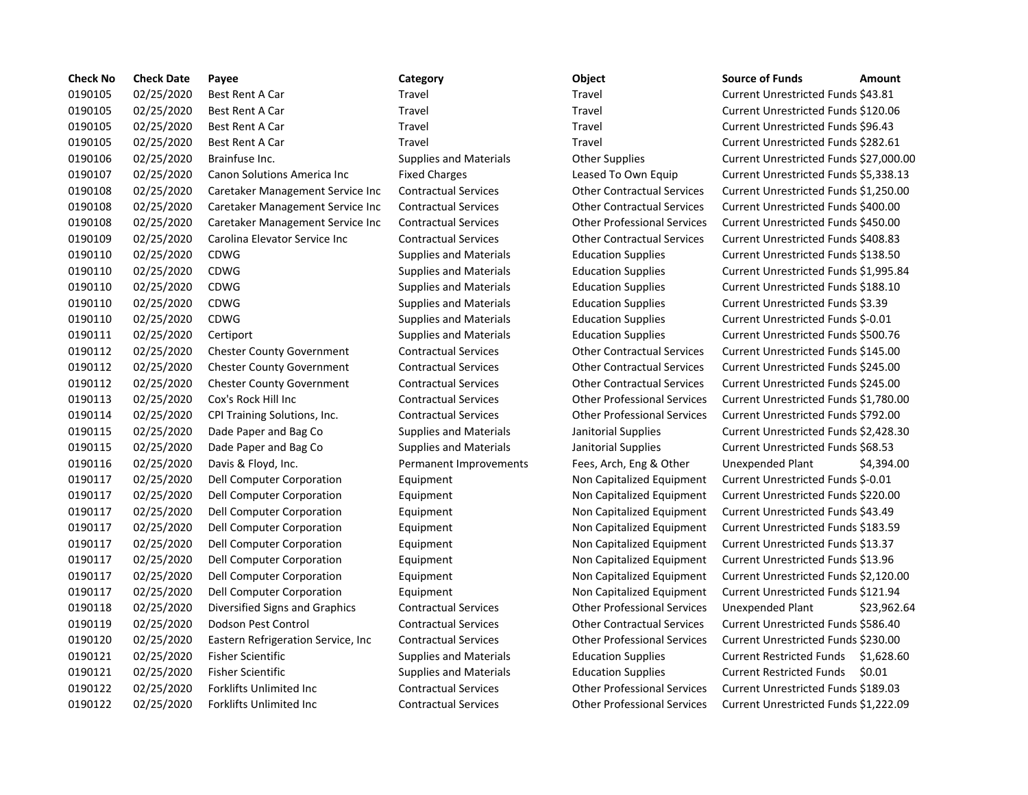| Check No | Check Date | Payee | Category | Object | Source of Funds | Amount |
|---|---|---|---|---|---|---|
| 0190105 | 02/25/2020 | Best Rent A Car | Travel | Travel | Current Unrestricted Funds | $43.81 |
| 0190105 | 02/25/2020 | Best Rent A Car | Travel | Travel | Current Unrestricted Funds | $120.06 |
| 0190105 | 02/25/2020 | Best Rent A Car | Travel | Travel | Current Unrestricted Funds | $96.43 |
| 0190105 | 02/25/2020 | Best Rent A Car | Travel | Travel | Current Unrestricted Funds | $282.61 |
| 0190106 | 02/25/2020 | Brainfuse Inc. | Supplies and Materials | Other Supplies | Current Unrestricted Funds | $27,000.00 |
| 0190107 | 02/25/2020 | Canon Solutions America Inc | Fixed Charges | Leased To Own Equip | Current Unrestricted Funds | $5,338.13 |
| 0190108 | 02/25/2020 | Caretaker Management Service Inc | Contractual Services | Other Contractual Services | Current Unrestricted Funds | $1,250.00 |
| 0190108 | 02/25/2020 | Caretaker Management Service Inc | Contractual Services | Other Contractual Services | Current Unrestricted Funds | $400.00 |
| 0190108 | 02/25/2020 | Caretaker Management Service Inc | Contractual Services | Other Professional Services | Current Unrestricted Funds | $450.00 |
| 0190109 | 02/25/2020 | Carolina Elevator Service Inc | Contractual Services | Other Contractual Services | Current Unrestricted Funds | $408.83 |
| 0190110 | 02/25/2020 | CDWG | Supplies and Materials | Education Supplies | Current Unrestricted Funds | $138.50 |
| 0190110 | 02/25/2020 | CDWG | Supplies and Materials | Education Supplies | Current Unrestricted Funds | $1,995.84 |
| 0190110 | 02/25/2020 | CDWG | Supplies and Materials | Education Supplies | Current Unrestricted Funds | $188.10 |
| 0190110 | 02/25/2020 | CDWG | Supplies and Materials | Education Supplies | Current Unrestricted Funds | $3.39 |
| 0190110 | 02/25/2020 | CDWG | Supplies and Materials | Education Supplies | Current Unrestricted Funds | $-0.01 |
| 0190111 | 02/25/2020 | Certiport | Supplies and Materials | Education Supplies | Current Unrestricted Funds | $500.76 |
| 0190112 | 02/25/2020 | Chester County Government | Contractual Services | Other Contractual Services | Current Unrestricted Funds | $145.00 |
| 0190112 | 02/25/2020 | Chester County Government | Contractual Services | Other Contractual Services | Current Unrestricted Funds | $245.00 |
| 0190112 | 02/25/2020 | Chester County Government | Contractual Services | Other Contractual Services | Current Unrestricted Funds | $245.00 |
| 0190113 | 02/25/2020 | Cox's Rock Hill Inc | Contractual Services | Other Professional Services | Current Unrestricted Funds | $1,780.00 |
| 0190114 | 02/25/2020 | CPI Training Solutions, Inc. | Contractual Services | Other Professional Services | Current Unrestricted Funds | $792.00 |
| 0190115 | 02/25/2020 | Dade Paper and Bag Co | Supplies and Materials | Janitorial Supplies | Current Unrestricted Funds | $2,428.30 |
| 0190115 | 02/25/2020 | Dade Paper and Bag Co | Supplies and Materials | Janitorial Supplies | Current Unrestricted Funds | $68.53 |
| 0190116 | 02/25/2020 | Davis & Floyd, Inc. | Permanent Improvements | Fees, Arch, Eng & Other | Unexpended Plant | $4,394.00 |
| 0190117 | 02/25/2020 | Dell Computer Corporation | Equipment | Non Capitalized Equipment | Current Unrestricted Funds | $-0.01 |
| 0190117 | 02/25/2020 | Dell Computer Corporation | Equipment | Non Capitalized Equipment | Current Unrestricted Funds | $220.00 |
| 0190117 | 02/25/2020 | Dell Computer Corporation | Equipment | Non Capitalized Equipment | Current Unrestricted Funds | $43.49 |
| 0190117 | 02/25/2020 | Dell Computer Corporation | Equipment | Non Capitalized Equipment | Current Unrestricted Funds | $183.59 |
| 0190117 | 02/25/2020 | Dell Computer Corporation | Equipment | Non Capitalized Equipment | Current Unrestricted Funds | $13.37 |
| 0190117 | 02/25/2020 | Dell Computer Corporation | Equipment | Non Capitalized Equipment | Current Unrestricted Funds | $13.96 |
| 0190117 | 02/25/2020 | Dell Computer Corporation | Equipment | Non Capitalized Equipment | Current Unrestricted Funds | $2,120.00 |
| 0190117 | 02/25/2020 | Dell Computer Corporation | Equipment | Non Capitalized Equipment | Current Unrestricted Funds | $121.94 |
| 0190118 | 02/25/2020 | Diversified Signs and Graphics | Contractual Services | Other Professional Services | Unexpended Plant | $23,962.64 |
| 0190119 | 02/25/2020 | Dodson Pest Control | Contractual Services | Other Contractual Services | Current Unrestricted Funds | $586.40 |
| 0190120 | 02/25/2020 | Eastern Refrigeration Service, Inc | Contractual Services | Other Professional Services | Current Unrestricted Funds | $230.00 |
| 0190121 | 02/25/2020 | Fisher Scientific | Supplies and Materials | Education Supplies | Current Restricted Funds | $1,628.60 |
| 0190121 | 02/25/2020 | Fisher Scientific | Supplies and Materials | Education Supplies | Current Restricted Funds | $0.01 |
| 0190122 | 02/25/2020 | Forklifts Unlimited Inc | Contractual Services | Other Professional Services | Current Unrestricted Funds | $189.03 |
| 0190122 | 02/25/2020 | Forklifts Unlimited Inc | Contractual Services | Other Professional Services | Current Unrestricted Funds | $1,222.09 |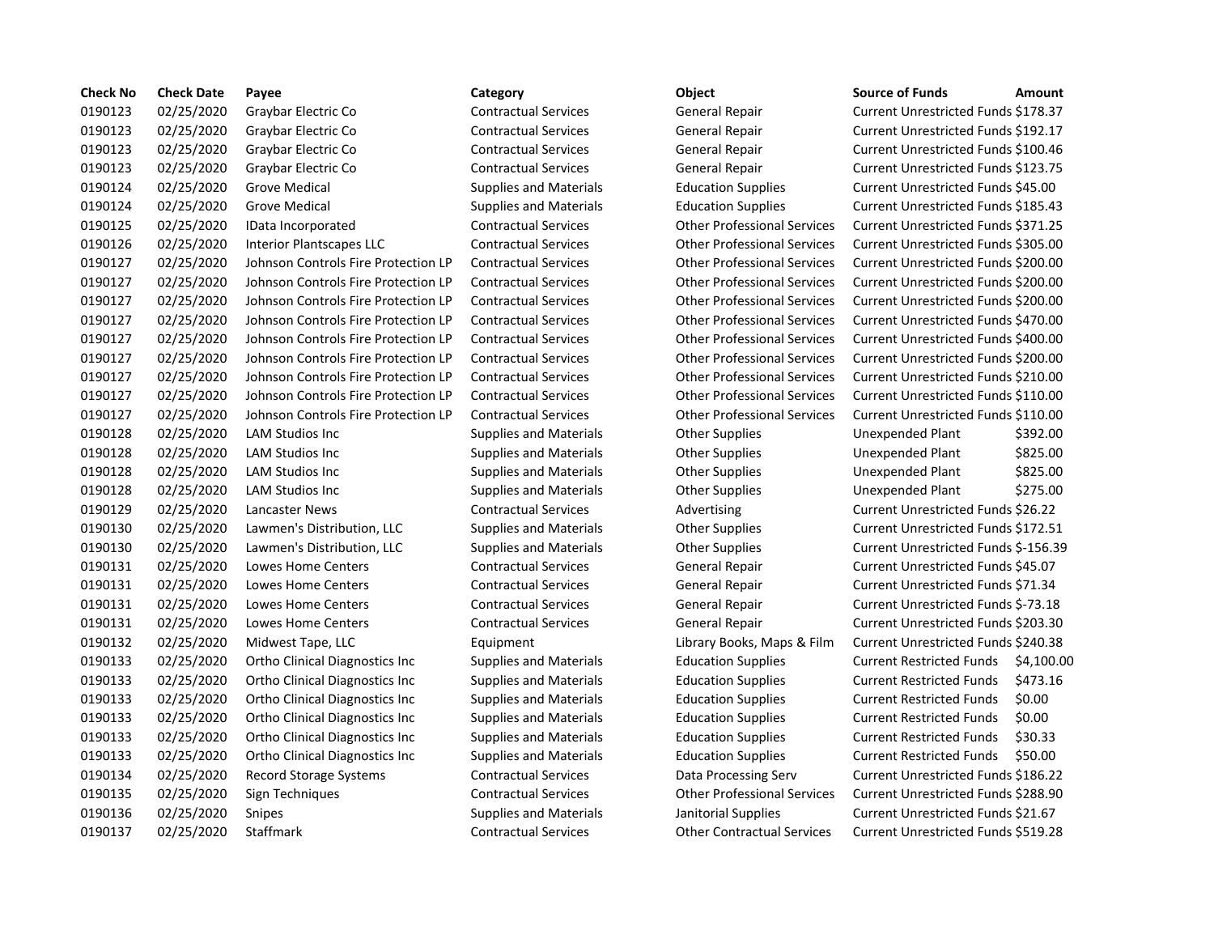| Check No | Check Date | Payee | Category | Object | Source of Funds | Amount |
|---|---|---|---|---|---|---|
| 0190123 | 02/25/2020 | Graybar Electric Co | Contractual Services | General Repair | Current Unrestricted Funds | $178.37 |
| 0190123 | 02/25/2020 | Graybar Electric Co | Contractual Services | General Repair | Current Unrestricted Funds | $192.17 |
| 0190123 | 02/25/2020 | Graybar Electric Co | Contractual Services | General Repair | Current Unrestricted Funds | $100.46 |
| 0190123 | 02/25/2020 | Graybar Electric Co | Contractual Services | General Repair | Current Unrestricted Funds | $123.75 |
| 0190124 | 02/25/2020 | Grove Medical | Supplies and Materials | Education Supplies | Current Unrestricted Funds | $45.00 |
| 0190124 | 02/25/2020 | Grove Medical | Supplies and Materials | Education Supplies | Current Unrestricted Funds | $185.43 |
| 0190125 | 02/25/2020 | IData Incorporated | Contractual Services | Other Professional Services | Current Unrestricted Funds | $371.25 |
| 0190126 | 02/25/2020 | Interior Plantscapes LLC | Contractual Services | Other Professional Services | Current Unrestricted Funds | $305.00 |
| 0190127 | 02/25/2020 | Johnson Controls Fire Protection LP | Contractual Services | Other Professional Services | Current Unrestricted Funds | $200.00 |
| 0190127 | 02/25/2020 | Johnson Controls Fire Protection LP | Contractual Services | Other Professional Services | Current Unrestricted Funds | $200.00 |
| 0190127 | 02/25/2020 | Johnson Controls Fire Protection LP | Contractual Services | Other Professional Services | Current Unrestricted Funds | $200.00 |
| 0190127 | 02/25/2020 | Johnson Controls Fire Protection LP | Contractual Services | Other Professional Services | Current Unrestricted Funds | $470.00 |
| 0190127 | 02/25/2020 | Johnson Controls Fire Protection LP | Contractual Services | Other Professional Services | Current Unrestricted Funds | $400.00 |
| 0190127 | 02/25/2020 | Johnson Controls Fire Protection LP | Contractual Services | Other Professional Services | Current Unrestricted Funds | $200.00 |
| 0190127 | 02/25/2020 | Johnson Controls Fire Protection LP | Contractual Services | Other Professional Services | Current Unrestricted Funds | $210.00 |
| 0190127 | 02/25/2020 | Johnson Controls Fire Protection LP | Contractual Services | Other Professional Services | Current Unrestricted Funds | $110.00 |
| 0190127 | 02/25/2020 | Johnson Controls Fire Protection LP | Contractual Services | Other Professional Services | Current Unrestricted Funds | $110.00 |
| 0190128 | 02/25/2020 | LAM Studios Inc | Supplies and Materials | Other Supplies | Unexpended Plant | $392.00 |
| 0190128 | 02/25/2020 | LAM Studios Inc | Supplies and Materials | Other Supplies | Unexpended Plant | $825.00 |
| 0190128 | 02/25/2020 | LAM Studios Inc | Supplies and Materials | Other Supplies | Unexpended Plant | $825.00 |
| 0190128 | 02/25/2020 | LAM Studios Inc | Supplies and Materials | Other Supplies | Unexpended Plant | $275.00 |
| 0190129 | 02/25/2020 | Lancaster News | Contractual Services | Advertising | Current Unrestricted Funds | $26.22 |
| 0190130 | 02/25/2020 | Lawmen's Distribution, LLC | Supplies and Materials | Other Supplies | Current Unrestricted Funds | $172.51 |
| 0190130 | 02/25/2020 | Lawmen's Distribution, LLC | Supplies and Materials | Other Supplies | Current Unrestricted Funds | $-156.39 |
| 0190131 | 02/25/2020 | Lowes Home Centers | Contractual Services | General Repair | Current Unrestricted Funds | $45.07 |
| 0190131 | 02/25/2020 | Lowes Home Centers | Contractual Services | General Repair | Current Unrestricted Funds | $71.34 |
| 0190131 | 02/25/2020 | Lowes Home Centers | Contractual Services | General Repair | Current Unrestricted Funds | $-73.18 |
| 0190131 | 02/25/2020 | Lowes Home Centers | Contractual Services | General Repair | Current Unrestricted Funds | $203.30 |
| 0190132 | 02/25/2020 | Midwest Tape, LLC | Equipment | Library Books, Maps & Film | Current Unrestricted Funds | $240.38 |
| 0190133 | 02/25/2020 | Ortho Clinical Diagnostics Inc | Supplies and Materials | Education Supplies | Current Restricted Funds | $4,100.00 |
| 0190133 | 02/25/2020 | Ortho Clinical Diagnostics Inc | Supplies and Materials | Education Supplies | Current Restricted Funds | $473.16 |
| 0190133 | 02/25/2020 | Ortho Clinical Diagnostics Inc | Supplies and Materials | Education Supplies | Current Restricted Funds | $0.00 |
| 0190133 | 02/25/2020 | Ortho Clinical Diagnostics Inc | Supplies and Materials | Education Supplies | Current Restricted Funds | $0.00 |
| 0190133 | 02/25/2020 | Ortho Clinical Diagnostics Inc | Supplies and Materials | Education Supplies | Current Restricted Funds | $30.33 |
| 0190133 | 02/25/2020 | Ortho Clinical Diagnostics Inc | Supplies and Materials | Education Supplies | Current Restricted Funds | $50.00 |
| 0190134 | 02/25/2020 | Record Storage Systems | Contractual Services | Data Processing Serv | Current Unrestricted Funds | $186.22 |
| 0190135 | 02/25/2020 | Sign Techniques | Contractual Services | Other Professional Services | Current Unrestricted Funds | $288.90 |
| 0190136 | 02/25/2020 | Snipes | Supplies and Materials | Janitorial Supplies | Current Unrestricted Funds | $21.67 |
| 0190137 | 02/25/2020 | Staffmark | Contractual Services | Other Contractual Services | Current Unrestricted Funds | $519.28 |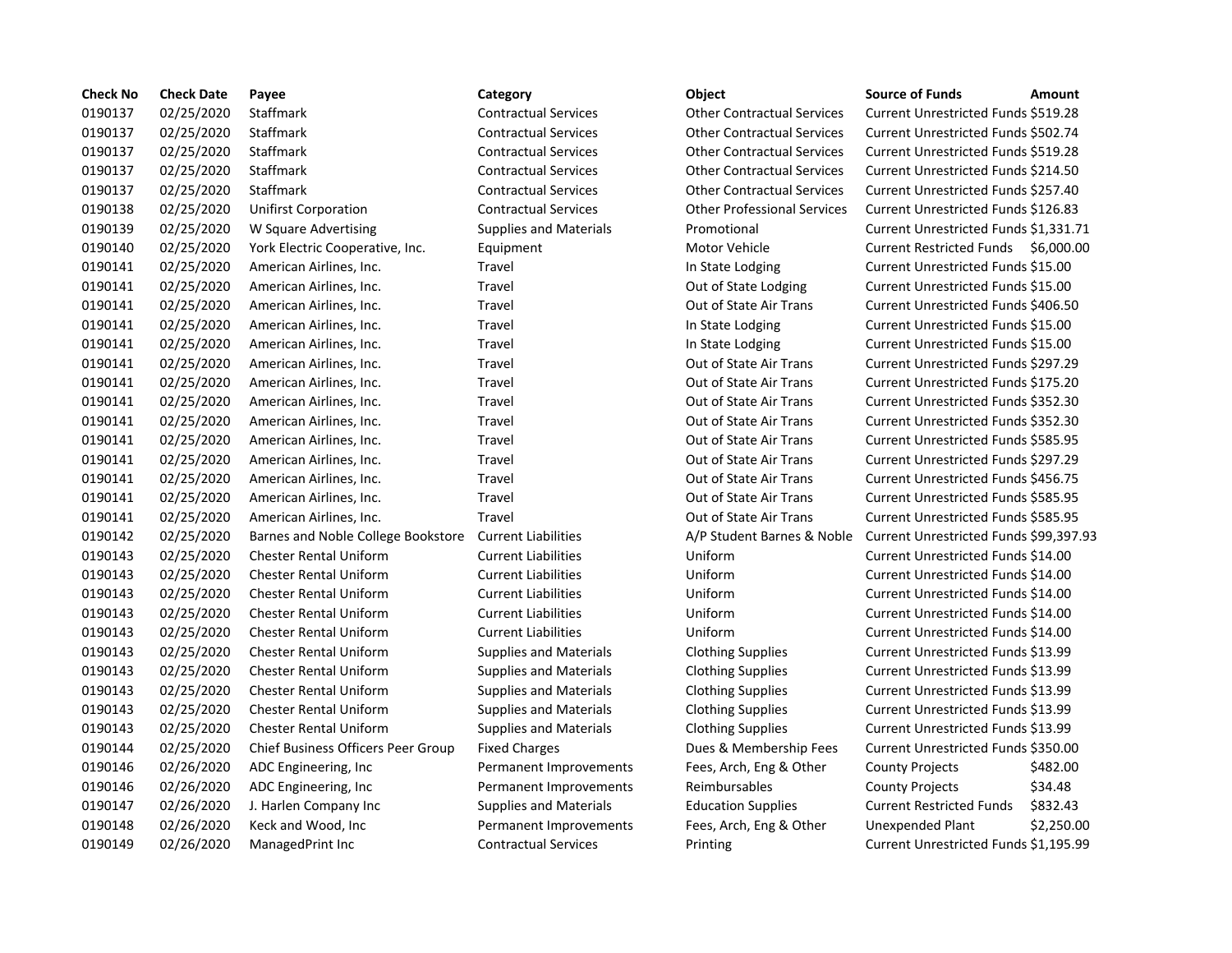| Check No | Check Date | Payee | Category | Object | Source of Funds | Amount |
|---|---|---|---|---|---|---|
| 0190137 | 02/25/2020 | Staffmark | Contractual Services | Other Contractual Services | Current Unrestricted Funds | $519.28 |
| 0190137 | 02/25/2020 | Staffmark | Contractual Services | Other Contractual Services | Current Unrestricted Funds | $502.74 |
| 0190137 | 02/25/2020 | Staffmark | Contractual Services | Other Contractual Services | Current Unrestricted Funds | $519.28 |
| 0190137 | 02/25/2020 | Staffmark | Contractual Services | Other Contractual Services | Current Unrestricted Funds | $214.50 |
| 0190137 | 02/25/2020 | Staffmark | Contractual Services | Other Contractual Services | Current Unrestricted Funds | $257.40 |
| 0190138 | 02/25/2020 | Unifirst Corporation | Contractual Services | Other Professional Services | Current Unrestricted Funds | $126.83 |
| 0190139 | 02/25/2020 | W Square Advertising | Supplies and Materials | Promotional | Current Unrestricted Funds | $1,331.71 |
| 0190140 | 02/25/2020 | York Electric Cooperative, Inc. | Equipment | Motor Vehicle | Current Restricted Funds | $6,000.00 |
| 0190141 | 02/25/2020 | American Airlines, Inc. | Travel | In State Lodging | Current Unrestricted Funds | $15.00 |
| 0190141 | 02/25/2020 | American Airlines, Inc. | Travel | Out of State Lodging | Current Unrestricted Funds | $15.00 |
| 0190141 | 02/25/2020 | American Airlines, Inc. | Travel | Out of State Air Trans | Current Unrestricted Funds | $406.50 |
| 0190141 | 02/25/2020 | American Airlines, Inc. | Travel | In State Lodging | Current Unrestricted Funds | $15.00 |
| 0190141 | 02/25/2020 | American Airlines, Inc. | Travel | In State Lodging | Current Unrestricted Funds | $15.00 |
| 0190141 | 02/25/2020 | American Airlines, Inc. | Travel | Out of State Air Trans | Current Unrestricted Funds | $297.29 |
| 0190141 | 02/25/2020 | American Airlines, Inc. | Travel | Out of State Air Trans | Current Unrestricted Funds | $175.20 |
| 0190141 | 02/25/2020 | American Airlines, Inc. | Travel | Out of State Air Trans | Current Unrestricted Funds | $352.30 |
| 0190141 | 02/25/2020 | American Airlines, Inc. | Travel | Out of State Air Trans | Current Unrestricted Funds | $352.30 |
| 0190141 | 02/25/2020 | American Airlines, Inc. | Travel | Out of State Air Trans | Current Unrestricted Funds | $585.95 |
| 0190141 | 02/25/2020 | American Airlines, Inc. | Travel | Out of State Air Trans | Current Unrestricted Funds | $297.29 |
| 0190141 | 02/25/2020 | American Airlines, Inc. | Travel | Out of State Air Trans | Current Unrestricted Funds | $456.75 |
| 0190141 | 02/25/2020 | American Airlines, Inc. | Travel | Out of State Air Trans | Current Unrestricted Funds | $585.95 |
| 0190141 | 02/25/2020 | American Airlines, Inc. | Travel | Out of State Air Trans | Current Unrestricted Funds | $585.95 |
| 0190142 | 02/25/2020 | Barnes and Noble College Bookstore | Current Liabilities | A/P Student Barnes & Noble | Current Unrestricted Funds | $99,397.93 |
| 0190143 | 02/25/2020 | Chester Rental Uniform | Current Liabilities | Uniform | Current Unrestricted Funds | $14.00 |
| 0190143 | 02/25/2020 | Chester Rental Uniform | Current Liabilities | Uniform | Current Unrestricted Funds | $14.00 |
| 0190143 | 02/25/2020 | Chester Rental Uniform | Current Liabilities | Uniform | Current Unrestricted Funds | $14.00 |
| 0190143 | 02/25/2020 | Chester Rental Uniform | Current Liabilities | Uniform | Current Unrestricted Funds | $14.00 |
| 0190143 | 02/25/2020 | Chester Rental Uniform | Current Liabilities | Uniform | Current Unrestricted Funds | $14.00 |
| 0190143 | 02/25/2020 | Chester Rental Uniform | Supplies and Materials | Clothing Supplies | Current Unrestricted Funds | $13.99 |
| 0190143 | 02/25/2020 | Chester Rental Uniform | Supplies and Materials | Clothing Supplies | Current Unrestricted Funds | $13.99 |
| 0190143 | 02/25/2020 | Chester Rental Uniform | Supplies and Materials | Clothing Supplies | Current Unrestricted Funds | $13.99 |
| 0190143 | 02/25/2020 | Chester Rental Uniform | Supplies and Materials | Clothing Supplies | Current Unrestricted Funds | $13.99 |
| 0190143 | 02/25/2020 | Chester Rental Uniform | Supplies and Materials | Clothing Supplies | Current Unrestricted Funds | $13.99 |
| 0190144 | 02/25/2020 | Chief Business Officers Peer Group | Fixed Charges | Dues & Membership Fees | Current Unrestricted Funds | $350.00 |
| 0190146 | 02/26/2020 | ADC Engineering, Inc | Permanent Improvements | Fees, Arch, Eng & Other | County Projects | $482.00 |
| 0190146 | 02/26/2020 | ADC Engineering, Inc | Permanent Improvements | Reimbursables | County Projects | $34.48 |
| 0190147 | 02/26/2020 | J. Harlen Company Inc | Supplies and Materials | Education Supplies | Current Restricted Funds | $832.43 |
| 0190148 | 02/26/2020 | Keck and Wood, Inc | Permanent Improvements | Fees, Arch, Eng & Other | Unexpended Plant | $2,250.00 |
| 0190149 | 02/26/2020 | ManagedPrint Inc | Contractual Services | Printing | Current Unrestricted Funds | $1,195.99 |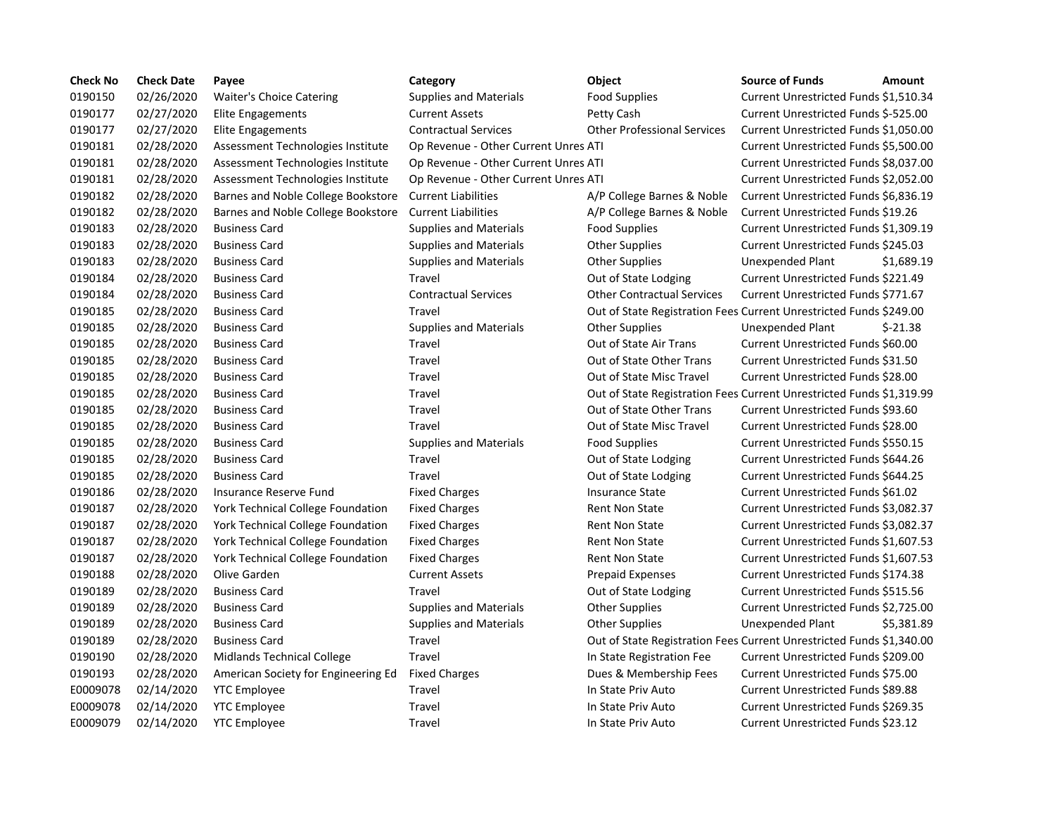| Check No | Check Date | Payee | Category | Object | Source of Funds | Amount |
|---|---|---|---|---|---|---|
| 0190150 | 02/26/2020 | Waiter's Choice Catering | Supplies and Materials | Food Supplies | Current Unrestricted Funds | $1,510.34 |
| 0190177 | 02/27/2020 | Elite Engagements | Current Assets | Petty Cash | Current Unrestricted Funds | $-525.00 |
| 0190177 | 02/27/2020 | Elite Engagements | Contractual Services | Other Professional Services | Current Unrestricted Funds | $1,050.00 |
| 0190181 | 02/28/2020 | Assessment Technologies Institute | Op Revenue - Other Current Unres | ATI | Current Unrestricted Funds | $5,500.00 |
| 0190181 | 02/28/2020 | Assessment Technologies Institute | Op Revenue - Other Current Unres | ATI | Current Unrestricted Funds | $8,037.00 |
| 0190181 | 02/28/2020 | Assessment Technologies Institute | Op Revenue - Other Current Unres | ATI | Current Unrestricted Funds | $2,052.00 |
| 0190182 | 02/28/2020 | Barnes and Noble College Bookstore | Current Liabilities | A/P College Barnes & Noble | Current Unrestricted Funds | $6,836.19 |
| 0190182 | 02/28/2020 | Barnes and Noble College Bookstore | Current Liabilities | A/P College Barnes & Noble | Current Unrestricted Funds | $19.26 |
| 0190183 | 02/28/2020 | Business Card | Supplies and Materials | Food Supplies | Current Unrestricted Funds | $1,309.19 |
| 0190183 | 02/28/2020 | Business Card | Supplies and Materials | Other Supplies | Current Unrestricted Funds | $245.03 |
| 0190183 | 02/28/2020 | Business Card | Supplies and Materials | Other Supplies | Unexpended Plant | $1,689.19 |
| 0190184 | 02/28/2020 | Business Card | Travel | Out of State Lodging | Current Unrestricted Funds | $221.49 |
| 0190184 | 02/28/2020 | Business Card | Contractual Services | Other Contractual Services | Current Unrestricted Funds | $771.67 |
| 0190185 | 02/28/2020 | Business Card | Travel | Out of State Registration Fees | Current Unrestricted Funds | $249.00 |
| 0190185 | 02/28/2020 | Business Card | Supplies and Materials | Other Supplies | Unexpended Plant | $-21.38 |
| 0190185 | 02/28/2020 | Business Card | Travel | Out of State Air Trans | Current Unrestricted Funds | $60.00 |
| 0190185 | 02/28/2020 | Business Card | Travel | Out of State Other Trans | Current Unrestricted Funds | $31.50 |
| 0190185 | 02/28/2020 | Business Card | Travel | Out of State Misc Travel | Current Unrestricted Funds | $28.00 |
| 0190185 | 02/28/2020 | Business Card | Travel | Out of State Registration Fees | Current Unrestricted Funds | $1,319.99 |
| 0190185 | 02/28/2020 | Business Card | Travel | Out of State Other Trans | Current Unrestricted Funds | $93.60 |
| 0190185 | 02/28/2020 | Business Card | Travel | Out of State Misc Travel | Current Unrestricted Funds | $28.00 |
| 0190185 | 02/28/2020 | Business Card | Supplies and Materials | Food Supplies | Current Unrestricted Funds | $550.15 |
| 0190185 | 02/28/2020 | Business Card | Travel | Out of State Lodging | Current Unrestricted Funds | $644.26 |
| 0190185 | 02/28/2020 | Business Card | Travel | Out of State Lodging | Current Unrestricted Funds | $644.25 |
| 0190186 | 02/28/2020 | Insurance Reserve Fund | Fixed Charges | Insurance State | Current Unrestricted Funds | $61.02 |
| 0190187 | 02/28/2020 | York Technical College Foundation | Fixed Charges | Rent Non State | Current Unrestricted Funds | $3,082.37 |
| 0190187 | 02/28/2020 | York Technical College Foundation | Fixed Charges | Rent Non State | Current Unrestricted Funds | $3,082.37 |
| 0190187 | 02/28/2020 | York Technical College Foundation | Fixed Charges | Rent Non State | Current Unrestricted Funds | $1,607.53 |
| 0190187 | 02/28/2020 | York Technical College Foundation | Fixed Charges | Rent Non State | Current Unrestricted Funds | $1,607.53 |
| 0190188 | 02/28/2020 | Olive Garden | Current Assets | Prepaid Expenses | Current Unrestricted Funds | $174.38 |
| 0190189 | 02/28/2020 | Business Card | Travel | Out of State Lodging | Current Unrestricted Funds | $515.56 |
| 0190189 | 02/28/2020 | Business Card | Supplies and Materials | Other Supplies | Current Unrestricted Funds | $2,725.00 |
| 0190189 | 02/28/2020 | Business Card | Supplies and Materials | Other Supplies | Unexpended Plant | $5,381.89 |
| 0190189 | 02/28/2020 | Business Card | Travel | Out of State Registration Fees | Current Unrestricted Funds | $1,340.00 |
| 0190190 | 02/28/2020 | Midlands Technical College | Travel | In State Registration Fee | Current Unrestricted Funds | $209.00 |
| 0190193 | 02/28/2020 | American Society for Engineering Ed | Fixed Charges | Dues & Membership Fees | Current Unrestricted Funds | $75.00 |
| E0009078 | 02/14/2020 | YTC Employee | Travel | In State Priv Auto | Current Unrestricted Funds | $89.88 |
| E0009078 | 02/14/2020 | YTC Employee | Travel | In State Priv Auto | Current Unrestricted Funds | $269.35 |
| E0009079 | 02/14/2020 | YTC Employee | Travel | In State Priv Auto | Current Unrestricted Funds | $23.12 |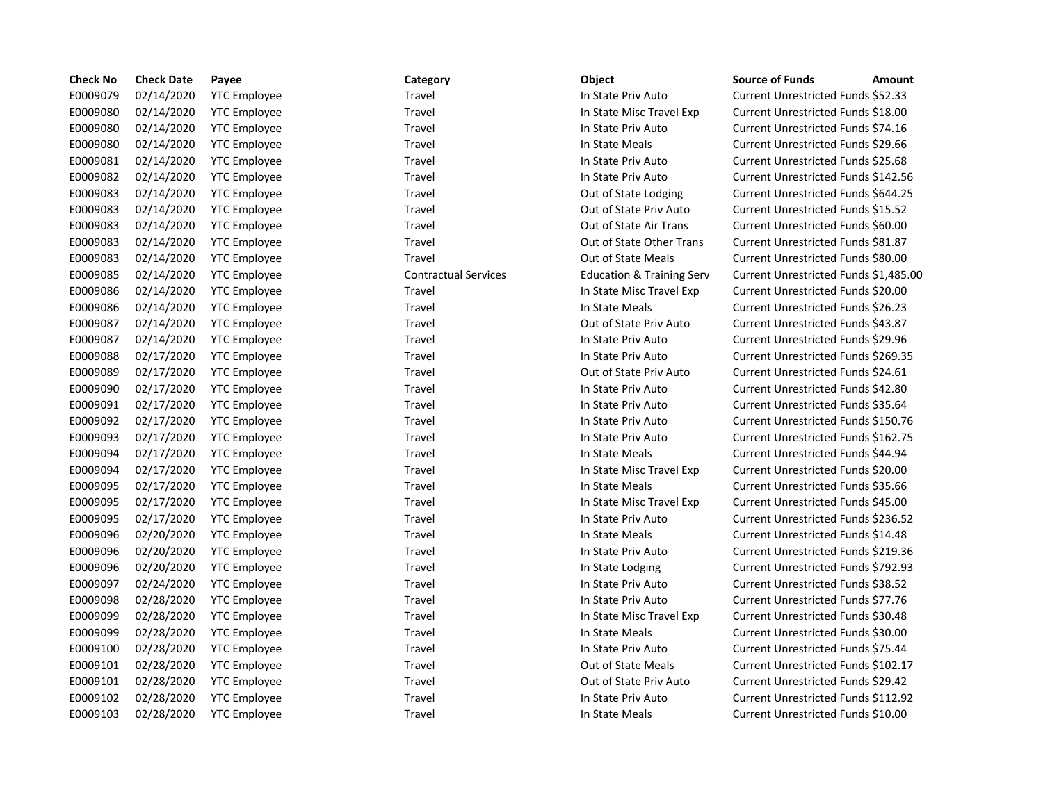| Check No | Check Date | Payee | Category | Object | Source of Funds | Amount |
|---|---|---|---|---|---|---|
| E0009079 | 02/14/2020 | YTC Employee | Travel | In State Priv Auto | Current Unrestricted Funds | $52.33 |
| E0009080 | 02/14/2020 | YTC Employee | Travel | In State Misc Travel Exp | Current Unrestricted Funds | $18.00 |
| E0009080 | 02/14/2020 | YTC Employee | Travel | In State Priv Auto | Current Unrestricted Funds | $74.16 |
| E0009080 | 02/14/2020 | YTC Employee | Travel | In State Meals | Current Unrestricted Funds | $29.66 |
| E0009081 | 02/14/2020 | YTC Employee | Travel | In State Priv Auto | Current Unrestricted Funds | $25.68 |
| E0009082 | 02/14/2020 | YTC Employee | Travel | In State Priv Auto | Current Unrestricted Funds | $142.56 |
| E0009083 | 02/14/2020 | YTC Employee | Travel | Out of State Lodging | Current Unrestricted Funds | $644.25 |
| E0009083 | 02/14/2020 | YTC Employee | Travel | Out of State Priv Auto | Current Unrestricted Funds | $15.52 |
| E0009083 | 02/14/2020 | YTC Employee | Travel | Out of State Air Trans | Current Unrestricted Funds | $60.00 |
| E0009083 | 02/14/2020 | YTC Employee | Travel | Out of State Other Trans | Current Unrestricted Funds | $81.87 |
| E0009083 | 02/14/2020 | YTC Employee | Travel | Out of State Meals | Current Unrestricted Funds | $80.00 |
| E0009085 | 02/14/2020 | YTC Employee | Contractual Services | Education & Training Serv | Current Unrestricted Funds | $1,485.00 |
| E0009086 | 02/14/2020 | YTC Employee | Travel | In State Misc Travel Exp | Current Unrestricted Funds | $20.00 |
| E0009086 | 02/14/2020 | YTC Employee | Travel | In State Meals | Current Unrestricted Funds | $26.23 |
| E0009087 | 02/14/2020 | YTC Employee | Travel | Out of State Priv Auto | Current Unrestricted Funds | $43.87 |
| E0009087 | 02/14/2020 | YTC Employee | Travel | In State Priv Auto | Current Unrestricted Funds | $29.96 |
| E0009088 | 02/17/2020 | YTC Employee | Travel | In State Priv Auto | Current Unrestricted Funds | $269.35 |
| E0009089 | 02/17/2020 | YTC Employee | Travel | Out of State Priv Auto | Current Unrestricted Funds | $24.61 |
| E0009090 | 02/17/2020 | YTC Employee | Travel | In State Priv Auto | Current Unrestricted Funds | $42.80 |
| E0009091 | 02/17/2020 | YTC Employee | Travel | In State Priv Auto | Current Unrestricted Funds | $35.64 |
| E0009092 | 02/17/2020 | YTC Employee | Travel | In State Priv Auto | Current Unrestricted Funds | $150.76 |
| E0009093 | 02/17/2020 | YTC Employee | Travel | In State Priv Auto | Current Unrestricted Funds | $162.75 |
| E0009094 | 02/17/2020 | YTC Employee | Travel | In State Meals | Current Unrestricted Funds | $44.94 |
| E0009094 | 02/17/2020 | YTC Employee | Travel | In State Misc Travel Exp | Current Unrestricted Funds | $20.00 |
| E0009095 | 02/17/2020 | YTC Employee | Travel | In State Meals | Current Unrestricted Funds | $35.66 |
| E0009095 | 02/17/2020 | YTC Employee | Travel | In State Misc Travel Exp | Current Unrestricted Funds | $45.00 |
| E0009095 | 02/17/2020 | YTC Employee | Travel | In State Priv Auto | Current Unrestricted Funds | $236.52 |
| E0009096 | 02/20/2020 | YTC Employee | Travel | In State Meals | Current Unrestricted Funds | $14.48 |
| E0009096 | 02/20/2020 | YTC Employee | Travel | In State Priv Auto | Current Unrestricted Funds | $219.36 |
| E0009096 | 02/20/2020 | YTC Employee | Travel | In State Lodging | Current Unrestricted Funds | $792.93 |
| E0009097 | 02/24/2020 | YTC Employee | Travel | In State Priv Auto | Current Unrestricted Funds | $38.52 |
| E0009098 | 02/28/2020 | YTC Employee | Travel | In State Priv Auto | Current Unrestricted Funds | $77.76 |
| E0009099 | 02/28/2020 | YTC Employee | Travel | In State Misc Travel Exp | Current Unrestricted Funds | $30.48 |
| E0009099 | 02/28/2020 | YTC Employee | Travel | In State Meals | Current Unrestricted Funds | $30.00 |
| E0009100 | 02/28/2020 | YTC Employee | Travel | In State Priv Auto | Current Unrestricted Funds | $75.44 |
| E0009101 | 02/28/2020 | YTC Employee | Travel | Out of State Meals | Current Unrestricted Funds | $102.17 |
| E0009101 | 02/28/2020 | YTC Employee | Travel | Out of State Priv Auto | Current Unrestricted Funds | $29.42 |
| E0009102 | 02/28/2020 | YTC Employee | Travel | In State Priv Auto | Current Unrestricted Funds | $112.92 |
| E0009103 | 02/28/2020 | YTC Employee | Travel | In State Meals | Current Unrestricted Funds | $10.00 |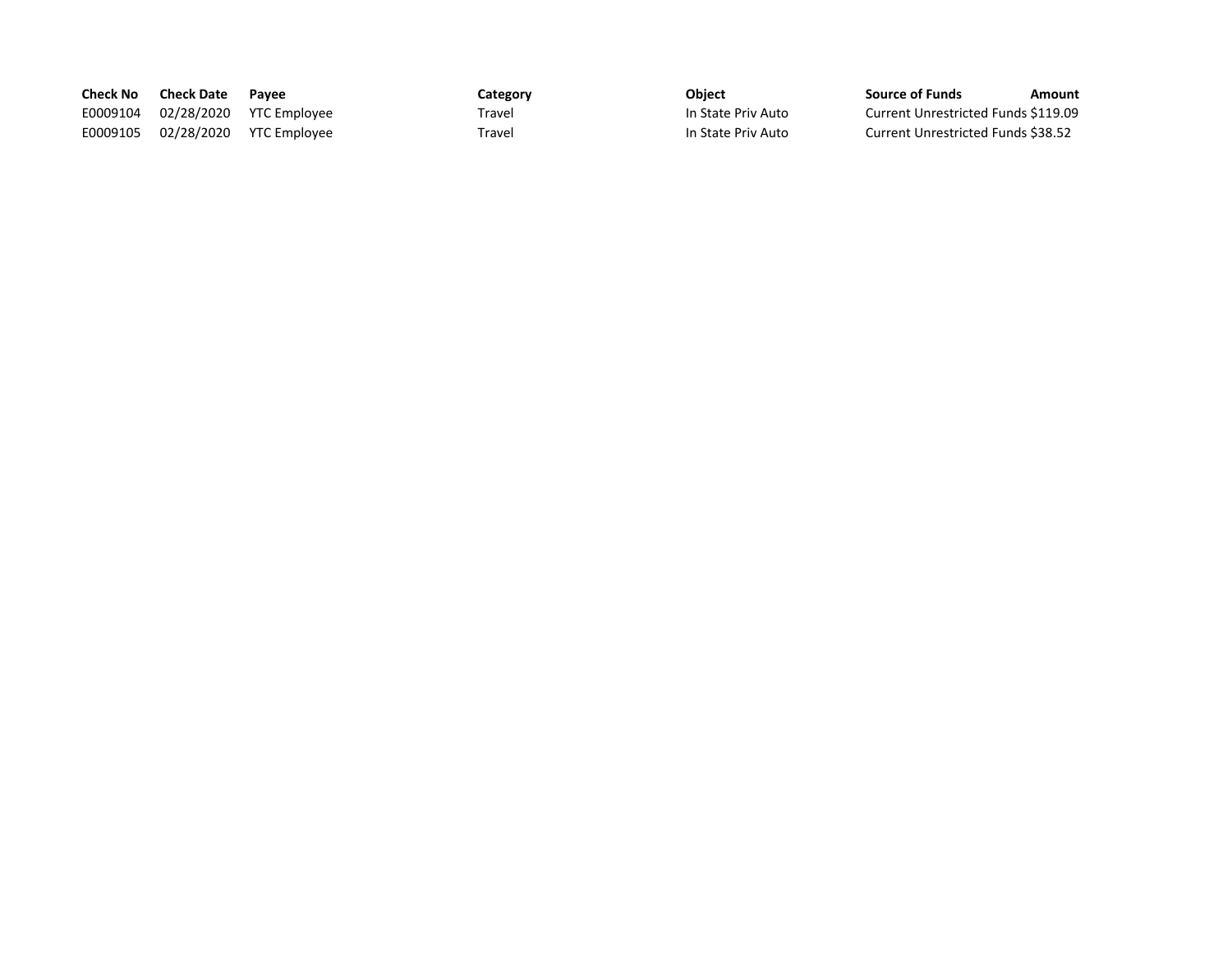| Check No | Check Date | Payee | Category | Object | Source of Funds | Amount |
|---|---|---|---|---|---|---|
| E0009104 | 02/28/2020 | YTC Employee | Travel | In State Priv Auto | Current Unrestricted Funds | $119.09 |
| E0009105 | 02/28/2020 | YTC Employee | Travel | In State Priv Auto | Current Unrestricted Funds | $38.52 |